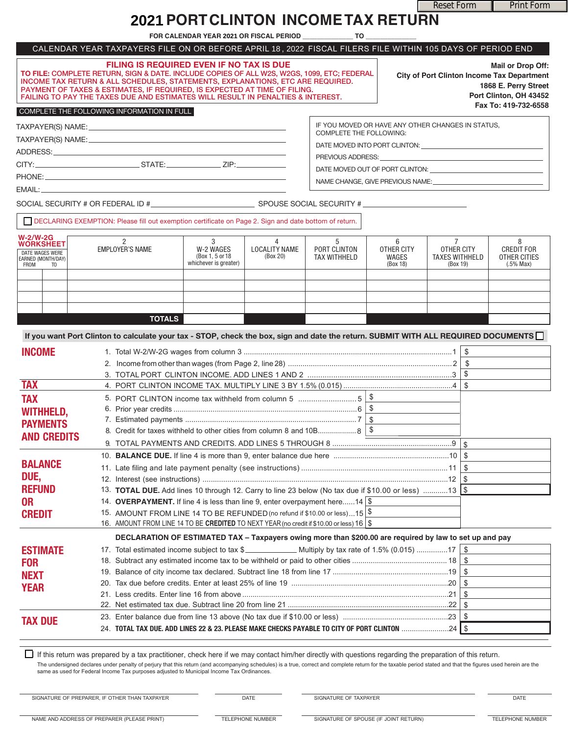Reset Form | Print Form

# 2021 PORT CLINTON INCOME TAX RETURN

**FOR CALENDAR YEAR 2021 OR FISCAL PERIOD _____________ TO _____________**

CALENDAR YEAR TAXPAYERS FILE ON OR BEFORE APRIL 18, 2022 FISCAL FILERS FILE WITHIN 105 DAYS OF PERIOD END

**FILING IS REQUIRED EVEN IF NO TAX IS DUE**

**TO FILE:** COMPLETE RETURN, SIGN & DATE. INCLUDE COPIES OF ALL W2S, W2GS, 1099, ETC; FEDERAL INCOME TAX RETURN & ALL SCHEDULES, STATEMENTS, EXPLANATIONS, ETC ARE REQUIRED. PAYMENT OF TAXES & ESTIMATES, IF REQUIRED, IS EXPECTED AT TIME OF FILING. FAILING TO PAY THE TAXES DUE AND ESTIMATES WILL RESULT IN PENALTIES & INTEREST.

**Mail or Drop Off:**
**City of Port Clinton Income Tax Department**
**1868 E. Perry Street**
**Port Clinton, OH 43452**
**Fax To: 419-732-6558**

COMPLETE THE FOLLOWING INFORMATION IN FULL

TAXPAYER(S) NAME: ________________________________

TAXPAYER(S) NAME: ________________________________

ADDRESS: ________________________________

CITY: ________________ STATE: ____________ ZIP: ____________

PHONE: ________________________________

EMAIL: ________________________________

IF YOU MOVED OR HAVE ANY OTHER CHANGES IN STATUS, COMPLETE THE FOLLOWING:

DATE MOVED INTO PORT CLINTON: ________________________________

PREVIOUS ADDRESS: ________________________________

DATE MOVED OUT OF PORT CLINTON: ________________________________

NAME CHANGE, GIVE PREVIOUS NAME: ________________________________

SOCIAL SECURITY # OR FEDERAL ID # ____________________ SPOUSE SOCIAL SECURITY # ____________________

☐ DECLARING EXEMPTION: Please fill out exemption certificate on Page 2. Sign and date bottom of return.

**W-2/W-2G WORKSHEET**

| DATE WAGES WERE EARNED (MONTH/DAY) FROM | TO | 2 EMPLOYER'S NAME | 3 W-2 WAGES (Box 1, 5 or 18 whichever is greater) | 4 LOCALITY NAME (Box 20) | 5 PORT CLINTON TAX WITHHELD | 6 OTHER CITY WAGES (Box 18) | 7 OTHER CITY TAXES WITHHELD (Box 19) | 8 CREDIT FOR OTHER CITIES (.5% Max) |
|---|---|---|---|---|---|---|---|---|
| | | | | | | | | |
| | | | | | | | | |
| | | | | | | | | |
| | | | | | | | | |
| | | **TOTALS** | | | | | | |

**If you want Port Clinton to calculate your tax - STOP, check the box, sign and date the return. SUBMIT WITH ALL REQUIRED DOCUMENTS** ☐

## INCOME

1. Total W-2/W-2G wages from column 3 ........ 1 $
2. Income from other than wages (from Page 2, line 28) ........ 2 $
3. TOTAL PORT CLINTON INCOME. ADD LINES 1 AND 2 ........ 3 $

## TAX

4. PORT CLINTON INCOME TAX. MULTIPLY LINE 3 BY 1.5% (0.015) ........ 4 $

## TAX WITHHELD, PAYMENTS AND CREDITS

5. PORT CLINTON income tax withheld from column 5 ........ 5 $
6. Prior year credits ........ 6 $
7. Estimated payments ........ 7 $
8. Credit for taxes withheld to other cities from column 8 and 10B........ 8 $
9. TOTAL PAYMENTS AND CREDITS. ADD LINES 5 THROUGH 8 ........ 9 $

## BALANCE DUE, REFUND OR CREDIT

10. **BALANCE DUE.** If line 4 is more than 9, enter balance due here ........ 10 $
11. Late filing and late payment penalty (see instructions) ........ 11 $
12. Interest (see instructions) ........ 12 $
13. **TOTAL DUE.** Add lines 10 through 12. Carry to line 23 below (No tax due if $10.00 or less) ........ 13 $
14. **OVERPAYMENT.** If line 4 is less than line 9, enter overpayment here...... 14 $
15. AMOUNT FROM LINE 14 TO BE REFUNDED (no refund if $10.00 or less) ... 15 $
16. AMOUNT FROM LINE 14 TO BE **CREDITED** TO NEXT YEAR (no credit if $10.00 or less) 16 $

**DECLARATION OF ESTIMATED TAX – Taxpayers owing more than $200.00 are required by law to set up and pay**

## ESTIMATE FOR NEXT YEAR

17. Total estimated income subject to tax $__________ Multiply by tax rate of 1.5% (0.015) ........ 17 $
18. Subtract any estimated income tax to be withheld or paid to other cities ........ 18 $
19. Balance of city income tax declared. Subtract line 18 from line 17 ........ 19 $
20. Tax due before credits. Enter at least 25% of line 19 ........ 20 $
21. Less credits. Enter line 16 from above ........ 21 $
22. Net estimated tax due. Subtract line 20 from line 21 ........ 22 $

## TAX DUE

23. Enter balance due from line 13 above (No tax due if $10.00 or less) ........ 23 $
24. **TOTAL TAX DUE. ADD LINES 22 & 23. PLEASE MAKE CHECKS PAYABLE TO CITY OF PORT CLINTON** ........ 24 $

☐ If this return was prepared by a tax practitioner, check here if we may contact him/her directly with questions regarding the preparation of this return.

The undersigned declares under penalty of perjury that this return (and accompanying schedules) is a true, correct and complete return for the taxable period stated and that the figures used herein are the same as used for Federal Income Tax purposes adjusted to Municipal Income Tax Ordinances.

SIGNATURE OF PREPARER, IF OTHER THAN TAXPAYER ____________ DATE ____________ SIGNATURE OF TAXPAYER ____________ DATE ____________

NAME AND ADDRESS OF PREPARER (PLEASE PRINT) ____________ TELEPHONE NUMBER ____________ SIGNATURE OF SPOUSE (IF JOINT RETURN) ____________ TELEPHONE NUMBER ____________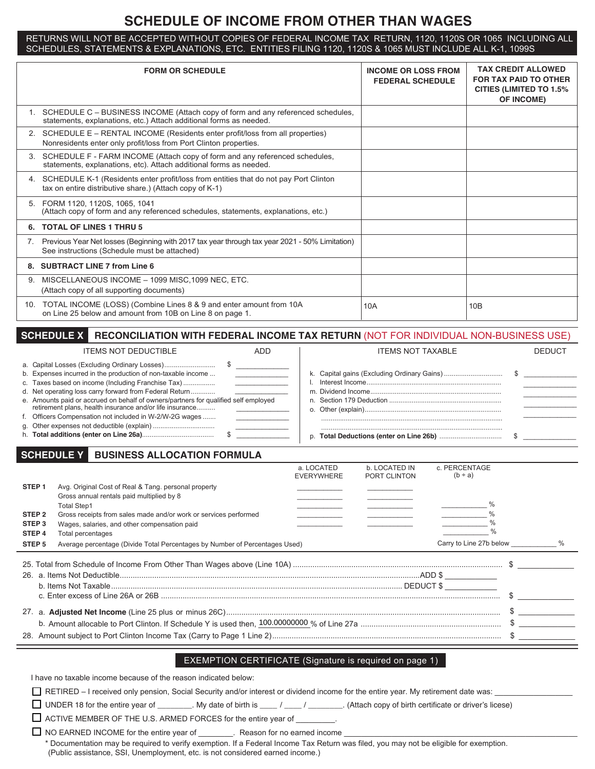# SCHEDULE OF INCOME FROM OTHER THAN WAGES

**RETURNS WILL NOT BE ACCEPTED WITHOUT COPIES OF FEDERAL INCOME TAX RETURN, 1120, 1120S OR 1065 INCLUDING ALL SCHEDULES, STATEMENTS & EXPLANATIONS, ETC. ENTITIES FILING 1120, 1120S & 1065 MUST INCLUDE ALL K-1, 1099S**

| FORM OR SCHEDULE | INCOME OR LOSS FROM FEDERAL SCHEDULE | TAX CREDIT ALLOWED FOR TAX PAID TO OTHER CITIES (LIMITED TO 1.5% OF INCOME) |
|---|---|---|
| 1. SCHEDULE C – BUSINESS INCOME (Attach copy of form and any referenced schedules, statements, explanations, etc.) Attach additional forms as needed. | | |
| 2. SCHEDULE E – RENTAL INCOME (Residents enter profit/loss from all properties) Nonresidents enter only profit/loss from Port Clinton properties. | | |
| 3. SCHEDULE F - FARM INCOME (Attach copy of form and any referenced schedules, statements, explanations, etc). Attach additional forms as needed. | | |
| 4. SCHEDULE K-1 (Residents enter profit/loss from entities that do not pay Port Clinton tax on entire distributive share.) (Attach copy of K-1) | | |
| 5. FORM 1120, 1120S, 1065, 1041 (Attach copy of form and any referenced schedules, statements, explanations, etc.) | | |
| **6. TOTAL OF LINES 1 THRU 5** | | |
| 7. Previous Year Net losses (Beginning with 2017 tax year through tax year 2021 - 50% Limitation) See instructions (Schedule must be attached) | | |
| **8. SUBTRACT LINE 7 from Line 6** | | |
| 9. MISCELLANEOUS INCOME – 1099 MISC,1099 NEC, ETC. (Attach copy of all supporting documents) | | |
| 10. TOTAL INCOME (LOSS) (Combine Lines 8 & 9 and enter amount from 10A on Line 25 below and amount from 10B on Line 8 on page 1. | 10A | 10B |

## SCHEDULE X RECONCILIATION WITH FEDERAL INCOME TAX RETURN (NOT FOR INDIVIDUAL NON-BUSINESS USE)

| ITEMS NOT DEDUCTIBLE | ADD | ITEMS NOT TAXABLE | DEDUCT |
|---|---|---|---|
| a. Capital Losses (Excluding Ordinary Losses) | $ ______ | k. Capital gains (Excluding Ordinary Gains) | $ ______ |
| b. Expenses incurred in the production of non-taxable income | ______ | l. Interest Income | ______ |
| c. Taxes based on income (Including Franchise Tax) | ______ | m. Dividend Income | ______ |
| d. Net operating loss carry forward from Federal Return | ______ | n. Section 179 Deduction | ______ |
| e. Amounts paid or accrued on behalf of owners/partners for qualified self employed retirement plans, health insurance and/or life insurance | ______ | o. Other (explain) | ______ |
| f. Officers Compensation not included in W-2/W-2G wages | ______ | | |
| g. Other expenses not deductible (explain) | ______ | | |
| h. **Total additions (enter on Line 26a)** | $ ______ | p. **Total Deductions (enter on Line 26b)** | $ ______ |

## SCHEDULE Y BUSINESS ALLOCATION FORMULA

| | | a. LOCATED EVERYWHERE | b. LOCATED IN PORT CLINTON | c. PERCENTAGE (b ÷ a) |
|---|---|---|---|---|
| **STEP 1** | Avg. Original Cost of Real & Tang. personal property | ______ | ______ | |
| | Gross annual rentals paid multiplied by 8 | ______ | ______ | |
| | Total Step1 | ______ | ______ | ______ % |
| **STEP 2** | Gross receipts from sales made and/or work or services performed | ______ | ______ | ______ % |
| **STEP 3** | Wages, salaries, and other compensation paid | ______ | ______ | ______ % |
| **STEP 4** | Total percentages | | | ______ % |
| **STEP 5** | Average percentage (Divide Total Percentages by Number of Percentages Used) | | | Carry to Line 27b below ______ % |

25. Total from Schedule of Income From Other Than Wages above (Line 10A) .......... $ ______

26. a. Items Not Deductible .......... ADD $ ______
    b. Items Not Taxable .......... DEDUCT $ ______
    c. Enter excess of Line 26A or 26B .......... $ ______

27. a. **Adjusted Net Income** (Line 25 plus or minus 26C) .......... $ ______
    b. Amount allocable to Port Clinton. If Schedule Y is used then, 100.00000000 % of Line 27a .......... $ ______

28. Amount subject to Port Clinton Income Tax (Carry to Page 1 Line 2) .......... $ ______

## EXEMPTION CERTIFICATE (Signature is required on page 1)

I have no taxable income because of the reason indicated below:

☐ RETIRED – I received only pension, Social Security and/or interest or dividend income for the entire year. My retirement date was: ______________

☐ UNDER 18 for the entire year of ________. My date of birth is ____ / ____ / ________. (Attach copy of birth certificate or driver's licese)

☐ ACTIVE MEMBER OF THE U.S. ARMED FORCES for the entire year of _________.

☐ NO EARNED INCOME for the entire year of ________. Reason for no earned income ______________________________

\* Documentation may be required to verify exemption. If a Federal Income Tax Return was filed, you may not be eligible for exemption. (Public assistance, SSI, Unemployment, etc. is not considered earned income.)